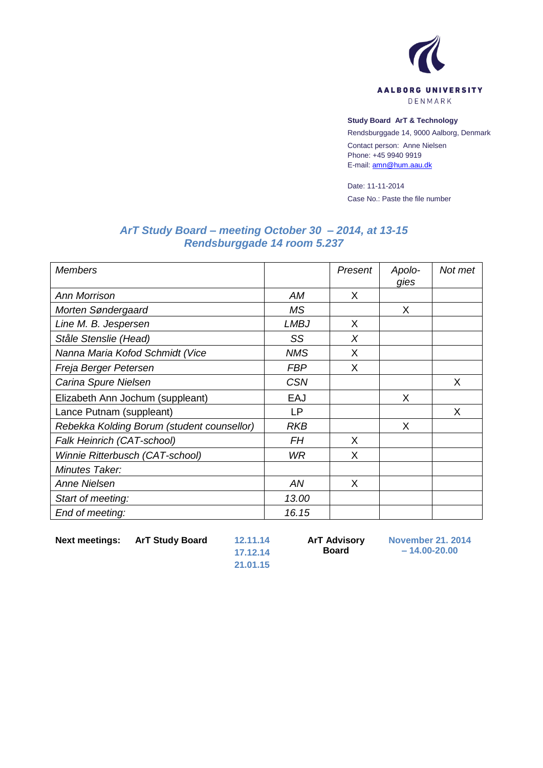AALBORG UNIVERSITY
DENMARK

**Study Board ArT & Technology**
Rendsburggade 14, 9000 Aalborg, Denmark
Contact person: Anne Nielsen
Phone: +45 9940 9919
E-mail: amn@hum.aau.dk

Date: 11-11-2014
Case No.: Paste the file number

## *ArT Study Board – meeting October 30 – 2014, at 13-15*
## *Rendsburggade 14 room 5.237*

| *Members* | | *Present* | *Apolo-gies* | *Not met* |
|---|---|---|---|---|
| *Ann Morrison* | *AM* | X | | |
| *Morten Søndergaard* | *MS* | | X | |
| *Line M. B. Jespersen* | *LMBJ* | X | | |
| *Ståle Stenslie (Head)* | *SS* | *X* | | |
| *Nanna Maria Kofod Schmidt (Vice* | *NMS* | X | | |
| *Freja Berger Petersen* | *FBP* | X | | |
| *Carina Spure Nielsen* | *CSN* | | | X |
| Elizabeth Ann Jochum (suppleant) | EAJ | | X | |
| Lance Putnam (suppleant) | LP | | | X |
| *Rebekka Kolding Borum (student counsellor)* | *RKB* | | X | |
| *Falk Heinrich (CAT-school)* | *FH* | X | | |
| *Winnie Ritterbusch (CAT-school)* | *WR* | X | | |
| *Minutes Taker:* | | | | |
| *Anne Nielsen* | *AN* | X | | |
| *Start of meeting:* | *13.00* | | | |
| *End of meeting:* | *16.15* | | | |

| | | | | |
|---|---|---|---|---|
| **Next meetings:** | **ArT Study Board** | **12.11.14**<br>**17.12.14**<br>**21.01.15** | **ArT Advisory Board** | **November 21. 2014 – 14.00-20.00** |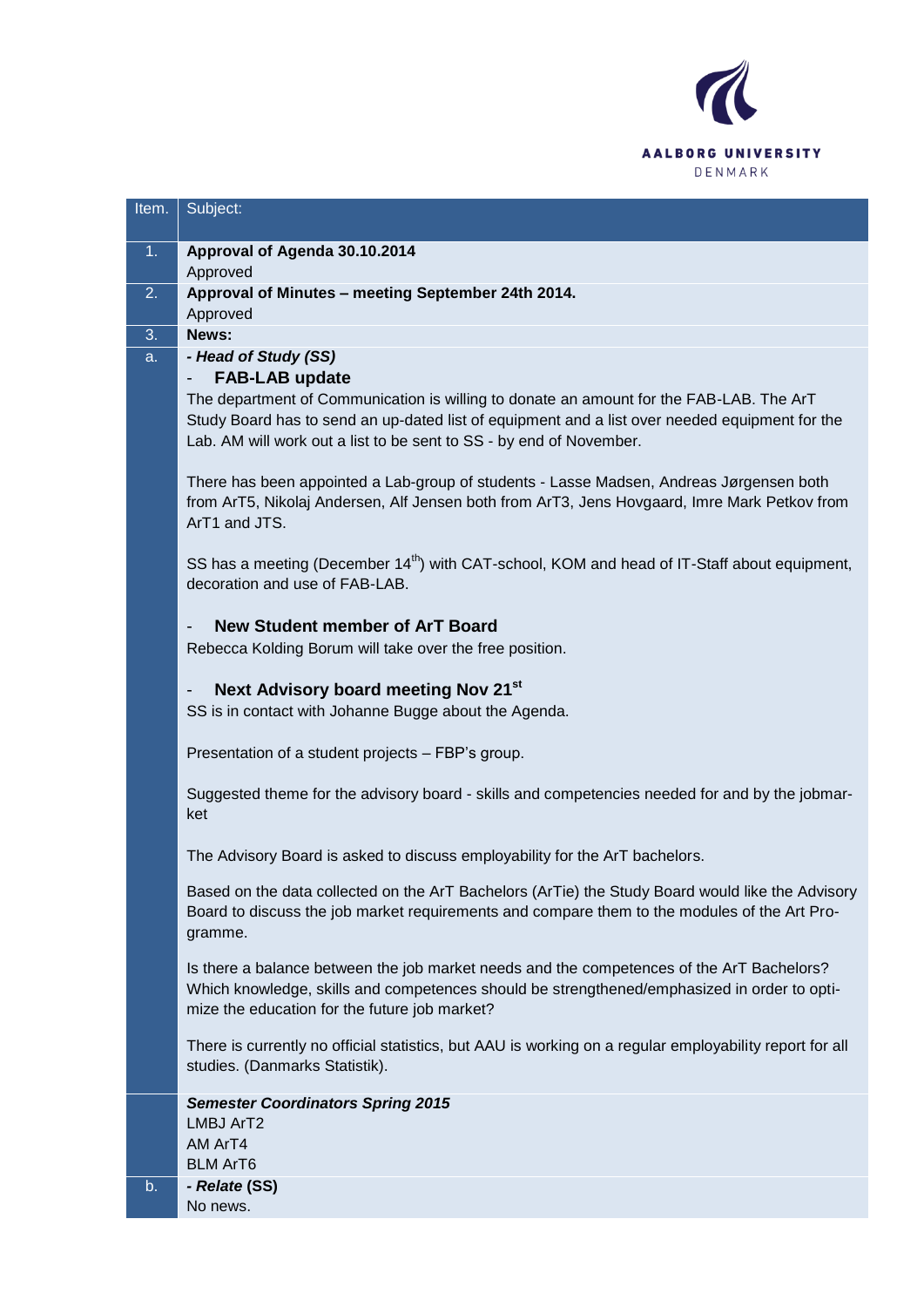| Item. | Subject: |
|---|---|
| 1. | **Approval of Agenda 30.10.2014**<br>Approved |
| 2. | **Approval of Minutes – meeting September 24th 2014.**<br>Approved |
| 3. | **News:** |
| a. | ***- Head of Study (SS)***<br>- **FAB-LAB update**<br>The department of Communication is willing to donate an amount for the FAB-LAB. The ArT Study Board has to send an up-dated list of equipment and a list over needed equipment for the Lab. AM will work out a list to be sent to SS - by end of November.<br><br>There has been appointed a Lab-group of students - Lasse Madsen, Andreas Jørgensen both from ArT5, Nikolaj Andersen, Alf Jensen both from ArT3, Jens Hovgaard, Imre Mark Petkov from ArT1 and JTS.<br><br>SS has a meeting (December 14th) with CAT-school, KOM and head of IT-Staff about equipment, decoration and use of FAB-LAB.<br><br>- **New Student member of ArT Board**<br>Rebecca Kolding Borum will take over the free position.<br><br>- **Next Advisory board meeting Nov 21st**<br>SS is in contact with Johanne Bugge about the Agenda.<br><br>Presentation of a student projects – FBP's group.<br><br>Suggested theme for the advisory board - skills and competencies needed for and by the jobmarket<br><br>The Advisory Board is asked to discuss employability for the ArT bachelors.<br><br>Based on the data collected on the ArT Bachelors (ArTie) the Study Board would like the Advisory Board to discuss the job market requirements and compare them to the modules of the Art Programme.<br><br>Is there a balance between the job market needs and the competences of the ArT Bachelors? Which knowledge, skills and competences should be strengthened/emphasized in order to optimize the education for the future job market?<br><br>There is currently no official statistics, but AAU is working on a regular employability report for all studies. (Danmarks Statistik). |
| | ***Semester Coordinators Spring 2015***<br>LMBJ ArT2<br>AM ArT4<br>BLM ArT6 |
| b. | ***- Relate* (SS)**<br>No news. |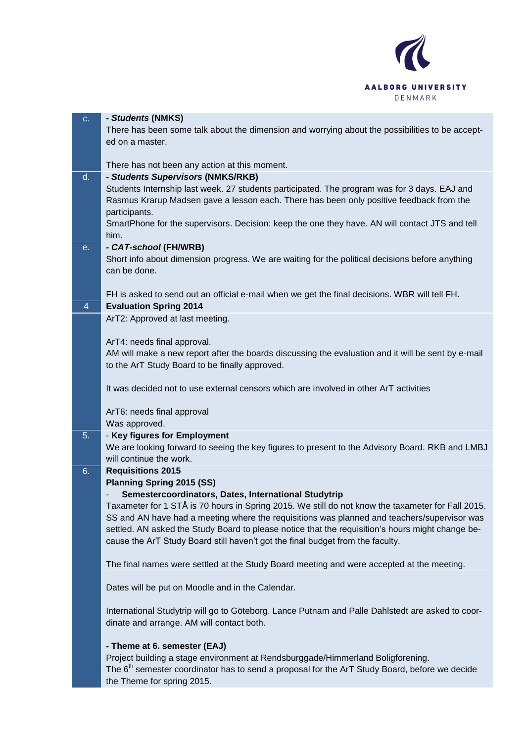| | |
|---|---|
| c. | ***- Students* (NMKS)**<br>There has been some talk about the dimension and worrying about the possibilities to be accepted on a master.<br><br>There has not been any action at this moment. |
| d. | ***- Students Supervisors* (NMKS/RKB)**<br>Students Internship last week. 27 students participated. The program was for 3 days. EAJ and Rasmus Krarup Madsen gave a lesson each. There has been only positive feedback from the participants.<br>SmartPhone for the supervisors. Decision: keep the one they have. AN will contact JTS and tell him. |
| e. | ***- CAT-school* (FH/WRB)**<br>Short info about dimension progress. We are waiting for the political decisions before anything can be done.<br><br>FH is asked to send out an official e-mail when we get the final decisions. WBR will tell FH. |
| 4 | **Evaluation Spring 2014** |
| | ArT2: Approved at last meeting.<br><br>ArT4: needs final approval.<br>AM will make a new report after the boards discussing the evaluation and it will be sent by e-mail to the ArT Study Board to be finally approved.<br><br>It was decided not to use external censors which are involved in other ArT activities<br><br>ArT6: needs final approval<br>Was approved. |
| 5. | **- Key figures for Employment**<br>We are looking forward to seeing the key figures to present to the Advisory Board. RKB and LMBJ will continue the work. |
| 6. | **Requisitions 2015**<br>**Planning Spring 2015 (SS)**<br>- **Semestercoordinators, Dates, International Studytrip**<br>Taxameter for 1 STÅ is 70 hours in Spring 2015. We still do not know the taxameter for Fall 2015. SS and AN have had a meeting where the requisitions was planned and teachers/supervisor was settled. AN asked the Study Board to please notice that the requisition's hours might change because the ArT Study Board still haven't got the final budget from the faculty.<br><br>The final names were settled at the Study Board meeting and were accepted at the meeting.<br><br>Dates will be put on Moodle and in the Calendar.<br><br>International Studytrip will go to Göteborg. Lance Putnam and Palle Dahlstedt are asked to coordinate and arrange. AM will contact both.<br><br>**- Theme at 6. semester (EAJ)**<br>Project building a stage environment at Rendsburggade/Himmerland Boligforening.<br>The 6th semester coordinator has to send a proposal for the ArT Study Board, before we decide the Theme for spring 2015. |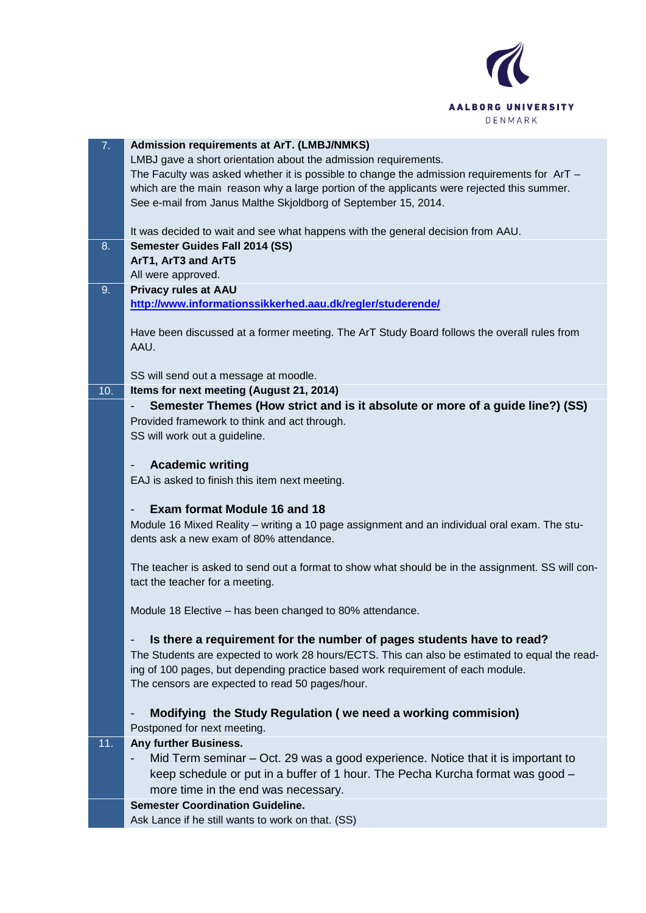| | |
|---|---|
| 7. | **Admission requirements at ArT. (LMBJ/NMKS)**<br>LMBJ gave a short orientation about the admission requirements.<br>The Faculty was asked whether it is possible to change the admission requirements for ArT – which are the main reason why a large portion of the applicants were rejected this summer. See e-mail from Janus Malthe Skjoldborg of September 15, 2014.<br><br>It was decided to wait and see what happens with the general decision from AAU. |
| 8. | **Semester Guides Fall 2014 (SS)**<br>**ArT1, ArT3 and ArT5**<br>All were approved. |
| 9. | **Privacy rules at AAU**<br>**http://www.informationssikkerhed.aau.dk/regler/studerende/**<br><br>Have been discussed at a former meeting. The ArT Study Board follows the overall rules from AAU.<br><br>SS will send out a message at moodle. |
| 10. | **Items for next meeting (August 21, 2014)**<br>- **Semester Themes (How strict and is it absolute or more of a guide line?) (SS)**<br>Provided framework to think and act through.<br>SS will work out a guideline.<br><br>- **Academic writing**<br>EAJ is asked to finish this item next meeting.<br><br>- **Exam format Module 16 and 18**<br>Module 16 Mixed Reality – writing a 10 page assignment and an individual oral exam. The students ask a new exam of 80% attendance.<br><br>The teacher is asked to send out a format to show what should be in the assignment. SS will contact the teacher for a meeting.<br><br>Module 18 Elective – has been changed to 80% attendance.<br><br>- **Is there a requirement for the number of pages students have to read?**<br>The Students are expected to work 28 hours/ECTS. This can also be estimated to equal the reading of 100 pages, but depending practice based work requirement of each module.<br>The censors are expected to read 50 pages/hour.<br><br>- **Modifying the Study Regulation ( we need a working commision)**<br>Postponed for next meeting. |
| 11. | **Any further Business.**<br>- Mid Term seminar – Oct. 29 was a good experience. Notice that it is important to keep schedule or put in a buffer of 1 hour. The Pecha Kurcha format was good – more time in the end was necessary. |
| | **Semester Coordination Guideline.**<br>Ask Lance if he still wants to work on that. (SS) |